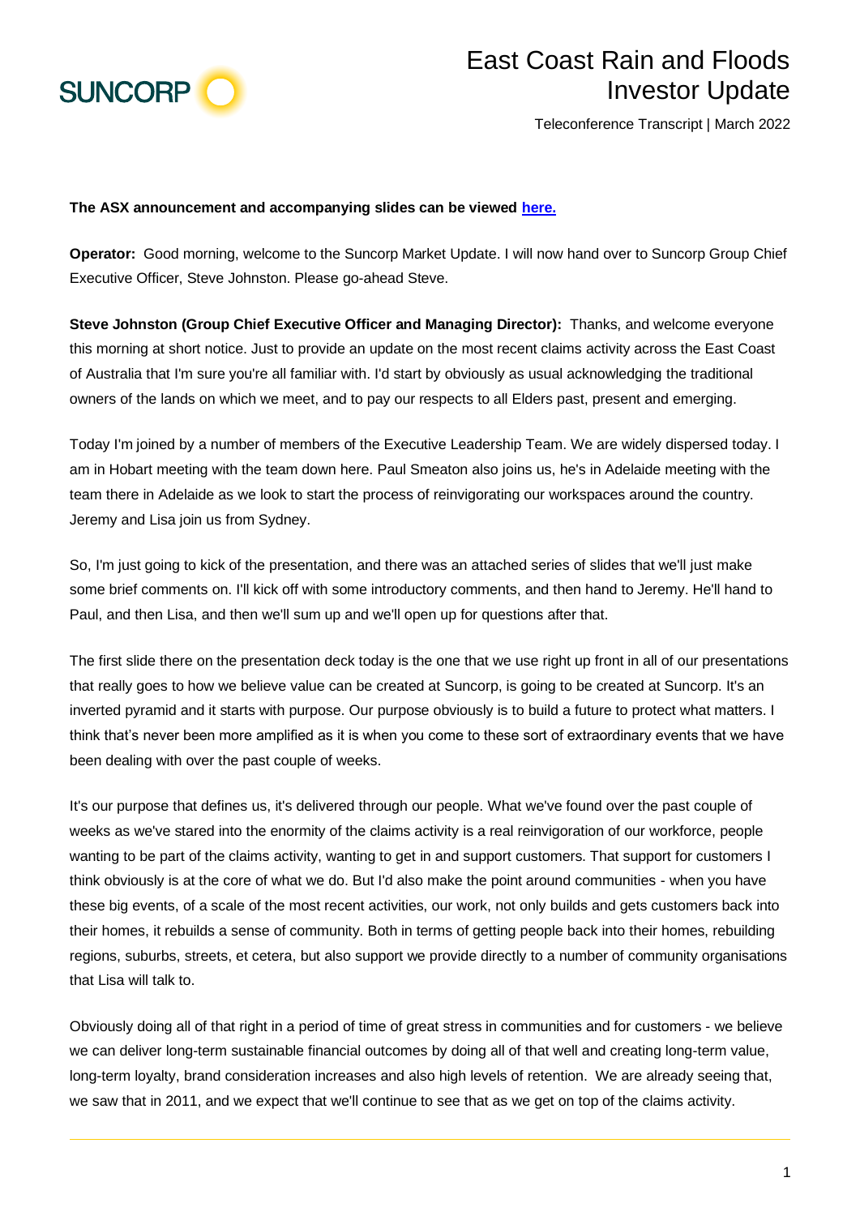# East Coast Rain and Floods Investor Update

Teleconference Transcript | March 2022

**The ASX announcement and accompanying slides can be viewed here.**

**Operator:** Good morning, welcome to the Suncorp Market Update. I will now hand over to Suncorp Group Chief Executive Officer, Steve Johnston. Please go-ahead Steve.

**Steve Johnston (Group Chief Executive Officer and Managing Director):** Thanks, and welcome everyone this morning at short notice. Just to provide an update on the most recent claims activity across the East Coast of Australia that I'm sure you're all familiar with. I'd start by obviously as usual acknowledging the traditional owners of the lands on which we meet, and to pay our respects to all Elders past, present and emerging.

Today I'm joined by a number of members of the Executive Leadership Team. We are widely dispersed today. I am in Hobart meeting with the team down here. Paul Smeaton also joins us, he's in Adelaide meeting with the team there in Adelaide as we look to start the process of reinvigorating our workspaces around the country. Jeremy and Lisa join us from Sydney.

So, I'm just going to kick of the presentation, and there was an attached series of slides that we'll just make some brief comments on. I'll kick off with some introductory comments, and then hand to Jeremy. He'll hand to Paul, and then Lisa, and then we'll sum up and we'll open up for questions after that.

The first slide there on the presentation deck today is the one that we use right up front in all of our presentations that really goes to how we believe value can be created at Suncorp, is going to be created at Suncorp. It's an inverted pyramid and it starts with purpose. Our purpose obviously is to build a future to protect what matters. I think that's never been more amplified as it is when you come to these sort of extraordinary events that we have been dealing with over the past couple of weeks.

It's our purpose that defines us, it's delivered through our people. What we've found over the past couple of weeks as we've stared into the enormity of the claims activity is a real reinvigoration of our workforce, people wanting to be part of the claims activity, wanting to get in and support customers. That support for customers I think obviously is at the core of what we do. But I'd also make the point around communities - when you have these big events, of a scale of the most recent activities, our work, not only builds and gets customers back into their homes, it rebuilds a sense of community. Both in terms of getting people back into their homes, rebuilding regions, suburbs, streets, et cetera, but also support we provide directly to a number of community organisations that Lisa will talk to.

Obviously doing all of that right in a period of time of great stress in communities and for customers - we believe we can deliver long-term sustainable financial outcomes by doing all of that well and creating long-term value, long-term loyalty, brand consideration increases and also high levels of retention. We are already seeing that, we saw that in 2011, and we expect that we'll continue to see that as we get on top of the claims activity.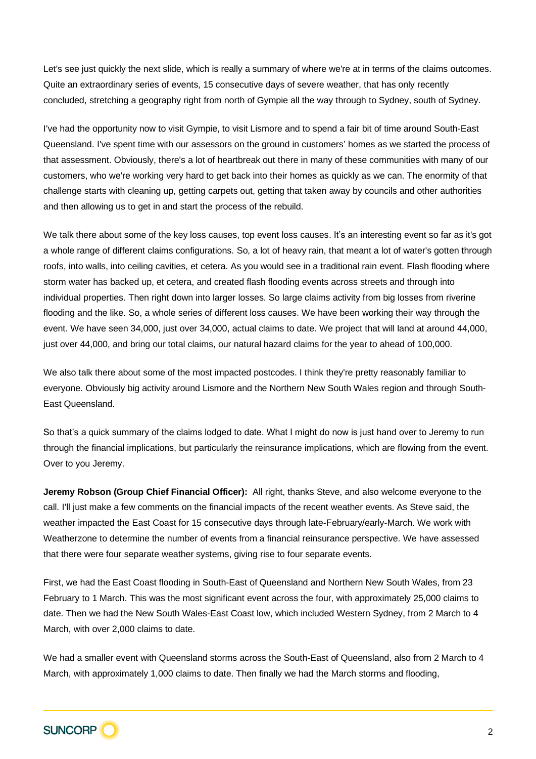Let's see just quickly the next slide, which is really a summary of where we're at in terms of the claims outcomes. Quite an extraordinary series of events, 15 consecutive days of severe weather, that has only recently concluded, stretching a geography right from north of Gympie all the way through to Sydney, south of Sydney.

I've had the opportunity now to visit Gympie, to visit Lismore and to spend a fair bit of time around South-East Queensland. I've spent time with our assessors on the ground in customers' homes as we started the process of that assessment. Obviously, there's a lot of heartbreak out there in many of these communities with many of our customers, who we're working very hard to get back into their homes as quickly as we can. The enormity of that challenge starts with cleaning up, getting carpets out, getting that taken away by councils and other authorities and then allowing us to get in and start the process of the rebuild.

We talk there about some of the key loss causes, top event loss causes. It's an interesting event so far as it's got a whole range of different claims configurations. So, a lot of heavy rain, that meant a lot of water's gotten through roofs, into walls, into ceiling cavities, et cetera. As you would see in a traditional rain event. Flash flooding where storm water has backed up, et cetera, and created flash flooding events across streets and through into individual properties. Then right down into larger losses. So large claims activity from big losses from riverine flooding and the like. So, a whole series of different loss causes. We have been working their way through the event. We have seen 34,000, just over 34,000, actual claims to date. We project that will land at around 44,000, just over 44,000, and bring our total claims, our natural hazard claims for the year to ahead of 100,000.

We also talk there about some of the most impacted postcodes. I think they're pretty reasonably familiar to everyone. Obviously big activity around Lismore and the Northern New South Wales region and through South-East Queensland.

So that's a quick summary of the claims lodged to date. What I might do now is just hand over to Jeremy to run through the financial implications, but particularly the reinsurance implications, which are flowing from the event. Over to you Jeremy.

**Jeremy Robson (Group Chief Financial Officer):** All right, thanks Steve, and also welcome everyone to the call. I'll just make a few comments on the financial impacts of the recent weather events. As Steve said, the weather impacted the East Coast for 15 consecutive days through late-February/early-March. We work with Weatherzone to determine the number of events from a financial reinsurance perspective. We have assessed that there were four separate weather systems, giving rise to four separate events.

First, we had the East Coast flooding in South-East of Queensland and Northern New South Wales, from 23 February to 1 March. This was the most significant event across the four, with approximately 25,000 claims to date. Then we had the New South Wales-East Coast low, which included Western Sydney, from 2 March to 4 March, with over 2,000 claims to date.

We had a smaller event with Queensland storms across the South-East of Queensland, also from 2 March to 4 March, with approximately 1,000 claims to date. Then finally we had the March storms and flooding,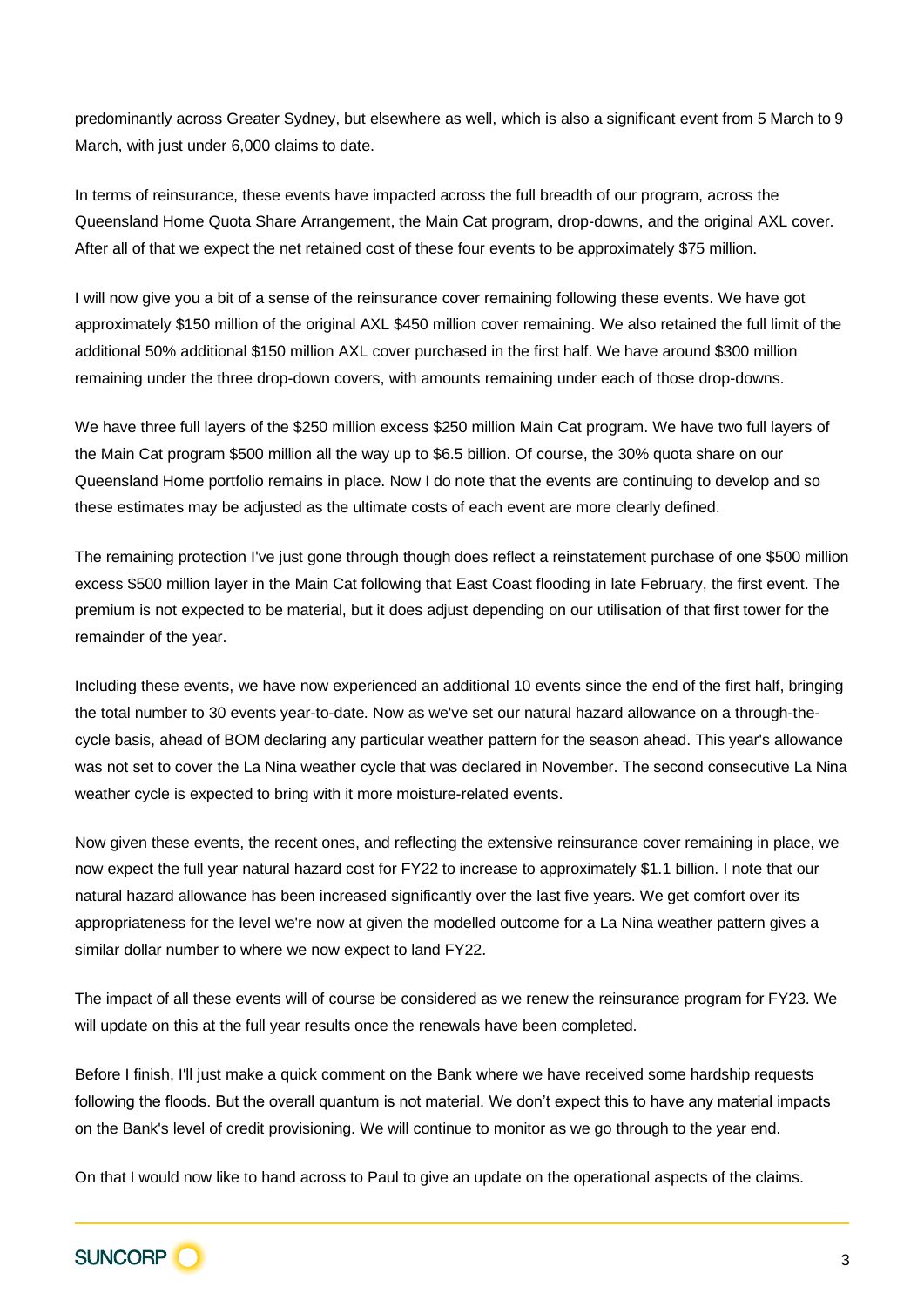predominantly across Greater Sydney, but elsewhere as well, which is also a significant event from 5 March to 9 March, with just under 6,000 claims to date.

In terms of reinsurance, these events have impacted across the full breadth of our program, across the Queensland Home Quota Share Arrangement, the Main Cat program, drop-downs, and the original AXL cover. After all of that we expect the net retained cost of these four events to be approximately $75 million.

I will now give you a bit of a sense of the reinsurance cover remaining following these events. We have got approximately $150 million of the original AXL $450 million cover remaining. We also retained the full limit of the additional 50% additional $150 million AXL cover purchased in the first half. We have around $300 million remaining under the three drop-down covers, with amounts remaining under each of those drop-downs.

We have three full layers of the $250 million excess $250 million Main Cat program. We have two full layers of the Main Cat program $500 million all the way up to $6.5 billion. Of course, the 30% quota share on our Queensland Home portfolio remains in place. Now I do note that the events are continuing to develop and so these estimates may be adjusted as the ultimate costs of each event are more clearly defined.

The remaining protection I've just gone through though does reflect a reinstatement purchase of one $500 million excess $500 million layer in the Main Cat following that East Coast flooding in late February, the first event. The premium is not expected to be material, but it does adjust depending on our utilisation of that first tower for the remainder of the year.

Including these events, we have now experienced an additional 10 events since the end of the first half, bringing the total number to 30 events year-to-date. Now as we've set our natural hazard allowance on a through-the-cycle basis, ahead of BOM declaring any particular weather pattern for the season ahead. This year's allowance was not set to cover the La Nina weather cycle that was declared in November. The second consecutive La Nina weather cycle is expected to bring with it more moisture-related events.

Now given these events, the recent ones, and reflecting the extensive reinsurance cover remaining in place, we now expect the full year natural hazard cost for FY22 to increase to approximately $1.1 billion. I note that our natural hazard allowance has been increased significantly over the last five years. We get comfort over its appropriateness for the level we're now at given the modelled outcome for a La Nina weather pattern gives a similar dollar number to where we now expect to land FY22.

The impact of all these events will of course be considered as we renew the reinsurance program for FY23. We will update on this at the full year results once the renewals have been completed.

Before I finish, I'll just make a quick comment on the Bank where we have received some hardship requests following the floods. But the overall quantum is not material. We don't expect this to have any material impacts on the Bank's level of credit provisioning. We will continue to monitor as we go through to the year end.

On that I would now like to hand across to Paul to give an update on the operational aspects of the claims.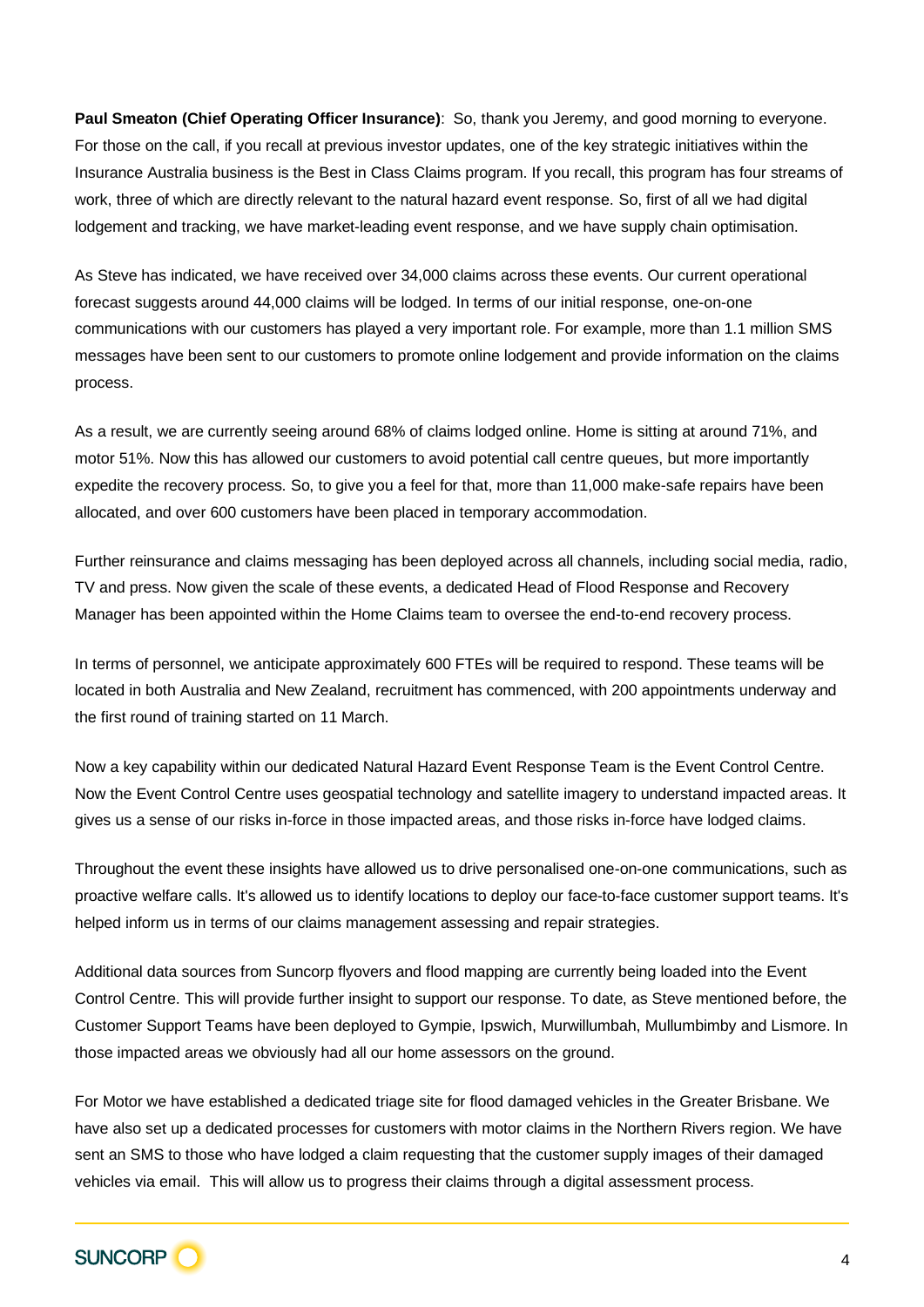**Paul Smeaton (Chief Operating Officer Insurance)**: So, thank you Jeremy, and good morning to everyone. For those on the call, if you recall at previous investor updates, one of the key strategic initiatives within the Insurance Australia business is the Best in Class Claims program. If you recall, this program has four streams of work, three of which are directly relevant to the natural hazard event response. So, first of all we had digital lodgement and tracking, we have market-leading event response, and we have supply chain optimisation.

As Steve has indicated, we have received over 34,000 claims across these events. Our current operational forecast suggests around 44,000 claims will be lodged. In terms of our initial response, one-on-one communications with our customers has played a very important role. For example, more than 1.1 million SMS messages have been sent to our customers to promote online lodgement and provide information on the claims process.

As a result, we are currently seeing around 68% of claims lodged online. Home is sitting at around 71%, and motor 51%. Now this has allowed our customers to avoid potential call centre queues, but more importantly expedite the recovery process. So, to give you a feel for that, more than 11,000 make-safe repairs have been allocated, and over 600 customers have been placed in temporary accommodation.

Further reinsurance and claims messaging has been deployed across all channels, including social media, radio, TV and press. Now given the scale of these events, a dedicated Head of Flood Response and Recovery Manager has been appointed within the Home Claims team to oversee the end-to-end recovery process.

In terms of personnel, we anticipate approximately 600 FTEs will be required to respond. These teams will be located in both Australia and New Zealand, recruitment has commenced, with 200 appointments underway and the first round of training started on 11 March.

Now a key capability within our dedicated Natural Hazard Event Response Team is the Event Control Centre. Now the Event Control Centre uses geospatial technology and satellite imagery to understand impacted areas. It gives us a sense of our risks in-force in those impacted areas, and those risks in-force have lodged claims.

Throughout the event these insights have allowed us to drive personalised one-on-one communications, such as proactive welfare calls. It's allowed us to identify locations to deploy our face-to-face customer support teams. It's helped inform us in terms of our claims management assessing and repair strategies.

Additional data sources from Suncorp flyovers and flood mapping are currently being loaded into the Event Control Centre. This will provide further insight to support our response. To date, as Steve mentioned before, the Customer Support Teams have been deployed to Gympie, Ipswich, Murwillumbah, Mullumbimby and Lismore. In those impacted areas we obviously had all our home assessors on the ground.

For Motor we have established a dedicated triage site for flood damaged vehicles in the Greater Brisbane. We have also set up a dedicated processes for customers with motor claims in the Northern Rivers region. We have sent an SMS to those who have lodged a claim requesting that the customer supply images of their damaged vehicles via email. This will allow us to progress their claims through a digital assessment process.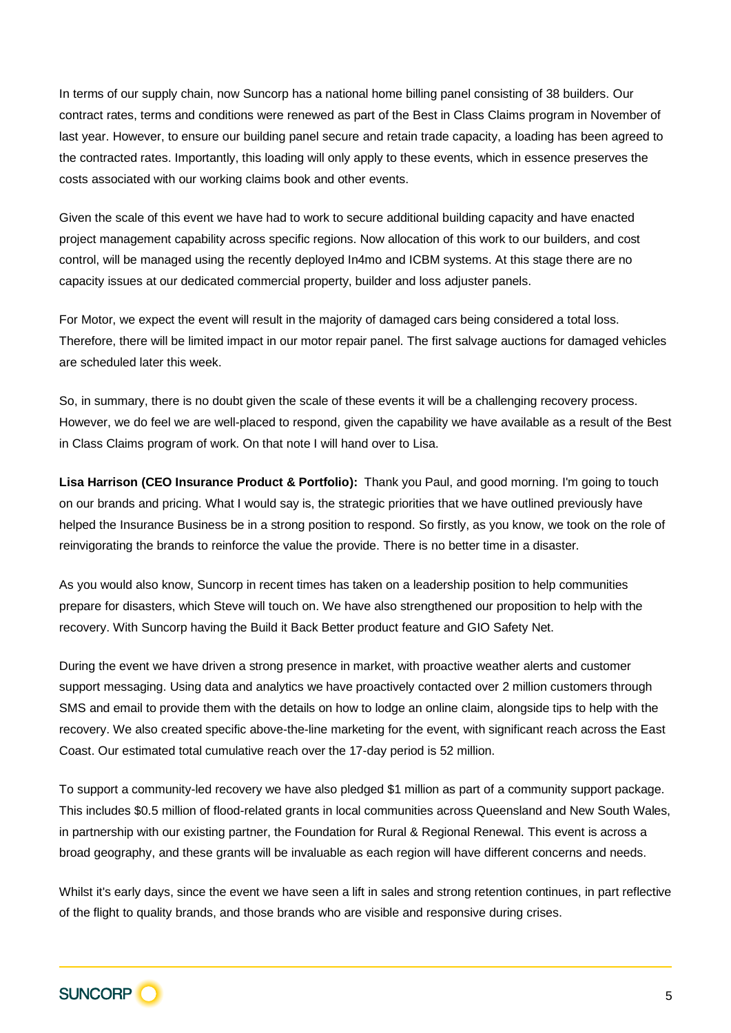In terms of our supply chain, now Suncorp has a national home billing panel consisting of 38 builders. Our contract rates, terms and conditions were renewed as part of the Best in Class Claims program in November of last year. However, to ensure our building panel secure and retain trade capacity, a loading has been agreed to the contracted rates. Importantly, this loading will only apply to these events, which in essence preserves the costs associated with our working claims book and other events.

Given the scale of this event we have had to work to secure additional building capacity and have enacted project management capability across specific regions. Now allocation of this work to our builders, and cost control, will be managed using the recently deployed In4mo and ICBM systems. At this stage there are no capacity issues at our dedicated commercial property, builder and loss adjuster panels.

For Motor, we expect the event will result in the majority of damaged cars being considered a total loss. Therefore, there will be limited impact in our motor repair panel. The first salvage auctions for damaged vehicles are scheduled later this week.

So, in summary, there is no doubt given the scale of these events it will be a challenging recovery process. However, we do feel we are well-placed to respond, given the capability we have available as a result of the Best in Class Claims program of work. On that note I will hand over to Lisa.

**Lisa Harrison (CEO Insurance Product & Portfolio):** Thank you Paul, and good morning. I'm going to touch on our brands and pricing. What I would say is, the strategic priorities that we have outlined previously have helped the Insurance Business be in a strong position to respond. So firstly, as you know, we took on the role of reinvigorating the brands to reinforce the value the provide. There is no better time in a disaster.

As you would also know, Suncorp in recent times has taken on a leadership position to help communities prepare for disasters, which Steve will touch on. We have also strengthened our proposition to help with the recovery. With Suncorp having the Build it Back Better product feature and GIO Safety Net.

During the event we have driven a strong presence in market, with proactive weather alerts and customer support messaging. Using data and analytics we have proactively contacted over 2 million customers through SMS and email to provide them with the details on how to lodge an online claim, alongside tips to help with the recovery. We also created specific above-the-line marketing for the event, with significant reach across the East Coast. Our estimated total cumulative reach over the 17-day period is 52 million.

To support a community-led recovery we have also pledged $1 million as part of a community support package. This includes $0.5 million of flood-related grants in local communities across Queensland and New South Wales, in partnership with our existing partner, the Foundation for Rural & Regional Renewal. This event is across a broad geography, and these grants will be invaluable as each region will have different concerns and needs.

Whilst it's early days, since the event we have seen a lift in sales and strong retention continues, in part reflective of the flight to quality brands, and those brands who are visible and responsive during crises.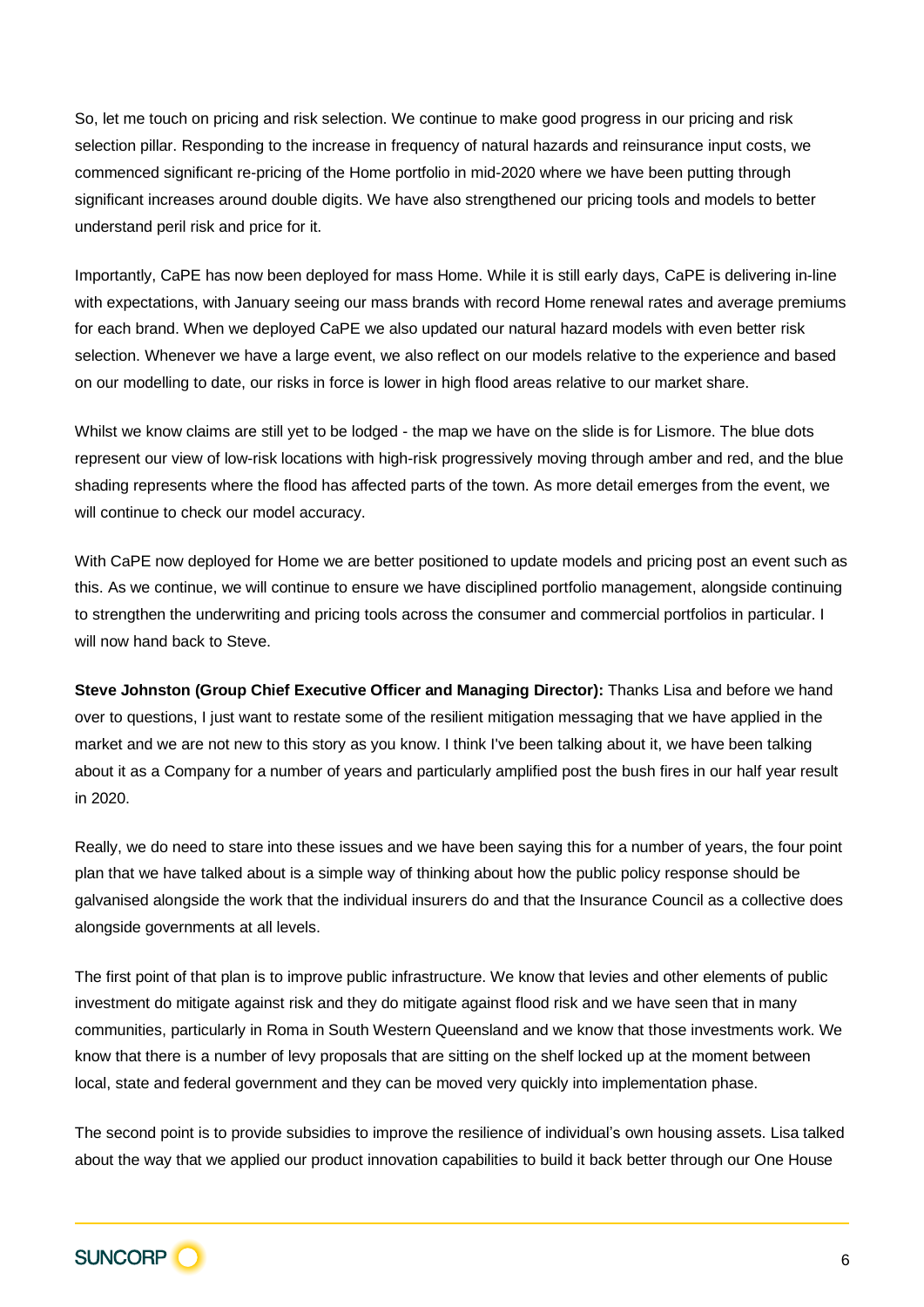So, let me touch on pricing and risk selection. We continue to make good progress in our pricing and risk selection pillar. Responding to the increase in frequency of natural hazards and reinsurance input costs, we commenced significant re-pricing of the Home portfolio in mid-2020 where we have been putting through significant increases around double digits. We have also strengthened our pricing tools and models to better understand peril risk and price for it.

Importantly, CaPE has now been deployed for mass Home. While it is still early days, CaPE is delivering in-line with expectations, with January seeing our mass brands with record Home renewal rates and average premiums for each brand. When we deployed CaPE we also updated our natural hazard models with even better risk selection. Whenever we have a large event, we also reflect on our models relative to the experience and based on our modelling to date, our risks in force is lower in high flood areas relative to our market share.

Whilst we know claims are still yet to be lodged - the map we have on the slide is for Lismore. The blue dots represent our view of low-risk locations with high-risk progressively moving through amber and red, and the blue shading represents where the flood has affected parts of the town. As more detail emerges from the event, we will continue to check our model accuracy.

With CaPE now deployed for Home we are better positioned to update models and pricing post an event such as this. As we continue, we will continue to ensure we have disciplined portfolio management, alongside continuing to strengthen the underwriting and pricing tools across the consumer and commercial portfolios in particular. I will now hand back to Steve.

**Steve Johnston (Group Chief Executive Officer and Managing Director):** Thanks Lisa and before we hand over to questions, I just want to restate some of the resilient mitigation messaging that we have applied in the market and we are not new to this story as you know. I think I've been talking about it, we have been talking about it as a Company for a number of years and particularly amplified post the bush fires in our half year result in 2020.

Really, we do need to stare into these issues and we have been saying this for a number of years, the four point plan that we have talked about is a simple way of thinking about how the public policy response should be galvanised alongside the work that the individual insurers do and that the Insurance Council as a collective does alongside governments at all levels.

The first point of that plan is to improve public infrastructure. We know that levies and other elements of public investment do mitigate against risk and they do mitigate against flood risk and we have seen that in many communities, particularly in Roma in South Western Queensland and we know that those investments work. We know that there is a number of levy proposals that are sitting on the shelf locked up at the moment between local, state and federal government and they can be moved very quickly into implementation phase.

The second point is to provide subsidies to improve the resilience of individual's own housing assets. Lisa talked about the way that we applied our product innovation capabilities to build it back better through our One House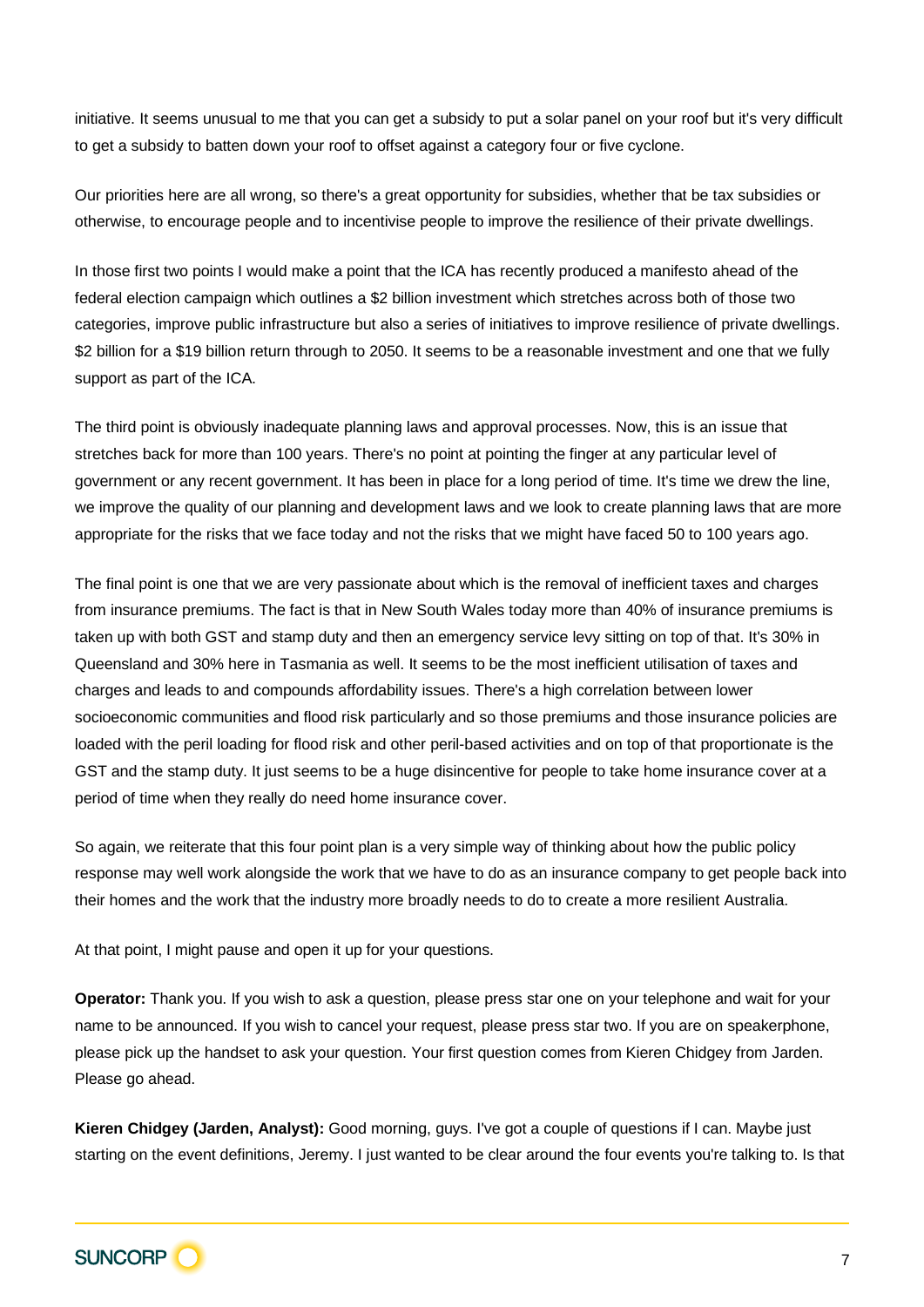initiative. It seems unusual to me that you can get a subsidy to put a solar panel on your roof but it's very difficult to get a subsidy to batten down your roof to offset against a category four or five cyclone.

Our priorities here are all wrong, so there's a great opportunity for subsidies, whether that be tax subsidies or otherwise, to encourage people and to incentivise people to improve the resilience of their private dwellings.

In those first two points I would make a point that the ICA has recently produced a manifesto ahead of the federal election campaign which outlines a $2 billion investment which stretches across both of those two categories, improve public infrastructure but also a series of initiatives to improve resilience of private dwellings. $2 billion for a $19 billion return through to 2050. It seems to be a reasonable investment and one that we fully support as part of the ICA.

The third point is obviously inadequate planning laws and approval processes. Now, this is an issue that stretches back for more than 100 years. There's no point at pointing the finger at any particular level of government or any recent government. It has been in place for a long period of time. It's time we drew the line, we improve the quality of our planning and development laws and we look to create planning laws that are more appropriate for the risks that we face today and not the risks that we might have faced 50 to 100 years ago.

The final point is one that we are very passionate about which is the removal of inefficient taxes and charges from insurance premiums. The fact is that in New South Wales today more than 40% of insurance premiums is taken up with both GST and stamp duty and then an emergency service levy sitting on top of that. It's 30% in Queensland and 30% here in Tasmania as well. It seems to be the most inefficient utilisation of taxes and charges and leads to and compounds affordability issues. There's a high correlation between lower socioeconomic communities and flood risk particularly and so those premiums and those insurance policies are loaded with the peril loading for flood risk and other peril-based activities and on top of that proportionate is the GST and the stamp duty. It just seems to be a huge disincentive for people to take home insurance cover at a period of time when they really do need home insurance cover.

So again, we reiterate that this four point plan is a very simple way of thinking about how the public policy response may well work alongside the work that we have to do as an insurance company to get people back into their homes and the work that the industry more broadly needs to do to create a more resilient Australia.

At that point, I might pause and open it up for your questions.

**Operator:** Thank you. If you wish to ask a question, please press star one on your telephone and wait for your name to be announced. If you wish to cancel your request, please press star two. If you are on speakerphone, please pick up the handset to ask your question. Your first question comes from Kieren Chidgey from Jarden. Please go ahead.

**Kieren Chidgey (Jarden, Analyst):** Good morning, guys. I've got a couple of questions if I can. Maybe just starting on the event definitions, Jeremy. I just wanted to be clear around the four events you're talking to. Is that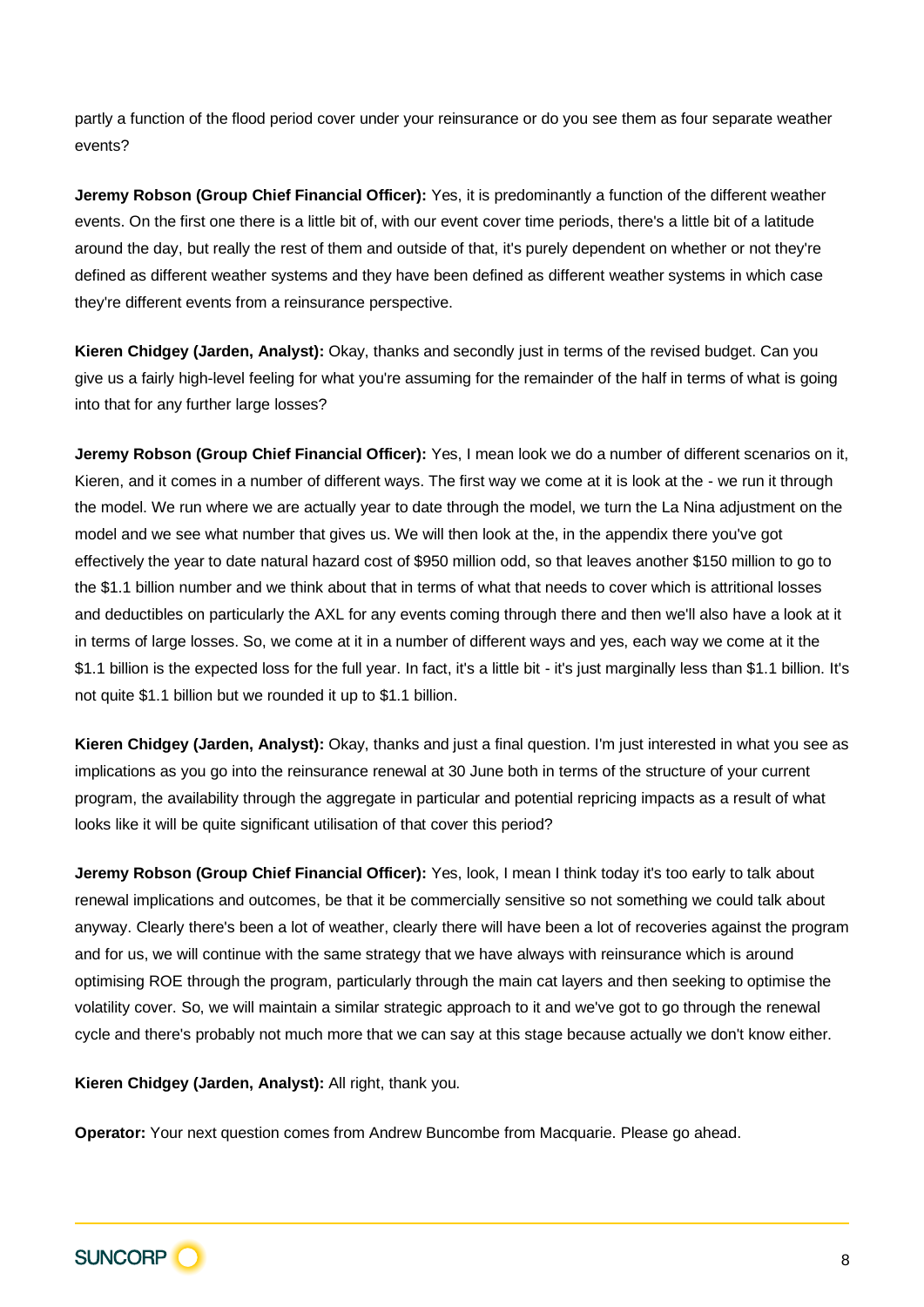partly a function of the flood period cover under your reinsurance or do you see them as four separate weather events?

**Jeremy Robson (Group Chief Financial Officer):** Yes, it is predominantly a function of the different weather events. On the first one there is a little bit of, with our event cover time periods, there's a little bit of a latitude around the day, but really the rest of them and outside of that, it's purely dependent on whether or not they're defined as different weather systems and they have been defined as different weather systems in which case they're different events from a reinsurance perspective.

**Kieren Chidgey (Jarden, Analyst):** Okay, thanks and secondly just in terms of the revised budget. Can you give us a fairly high-level feeling for what you're assuming for the remainder of the half in terms of what is going into that for any further large losses?

**Jeremy Robson (Group Chief Financial Officer):** Yes, I mean look we do a number of different scenarios on it, Kieren, and it comes in a number of different ways. The first way we come at it is look at the - we run it through the model. We run where we are actually year to date through the model, we turn the La Nina adjustment on the model and we see what number that gives us. We will then look at the, in the appendix there you've got effectively the year to date natural hazard cost of $950 million odd, so that leaves another $150 million to go to the $1.1 billion number and we think about that in terms of what that needs to cover which is attritional losses and deductibles on particularly the AXL for any events coming through there and then we'll also have a look at it in terms of large losses. So, we come at it in a number of different ways and yes, each way we come at it the $1.1 billion is the expected loss for the full year. In fact, it's a little bit - it's just marginally less than $1.1 billion. It's not quite $1.1 billion but we rounded it up to $1.1 billion.

**Kieren Chidgey (Jarden, Analyst):** Okay, thanks and just a final question. I'm just interested in what you see as implications as you go into the reinsurance renewal at 30 June both in terms of the structure of your current program, the availability through the aggregate in particular and potential repricing impacts as a result of what looks like it will be quite significant utilisation of that cover this period?

**Jeremy Robson (Group Chief Financial Officer):** Yes, look, I mean I think today it's too early to talk about renewal implications and outcomes, be that it be commercially sensitive so not something we could talk about anyway. Clearly there's been a lot of weather, clearly there will have been a lot of recoveries against the program and for us, we will continue with the same strategy that we have always with reinsurance which is around optimising ROE through the program, particularly through the main cat layers and then seeking to optimise the volatility cover. So, we will maintain a similar strategic approach to it and we've got to go through the renewal cycle and there's probably not much more that we can say at this stage because actually we don't know either.

**Kieren Chidgey (Jarden, Analyst):** All right, thank you.

**Operator:** Your next question comes from Andrew Buncombe from Macquarie. Please go ahead.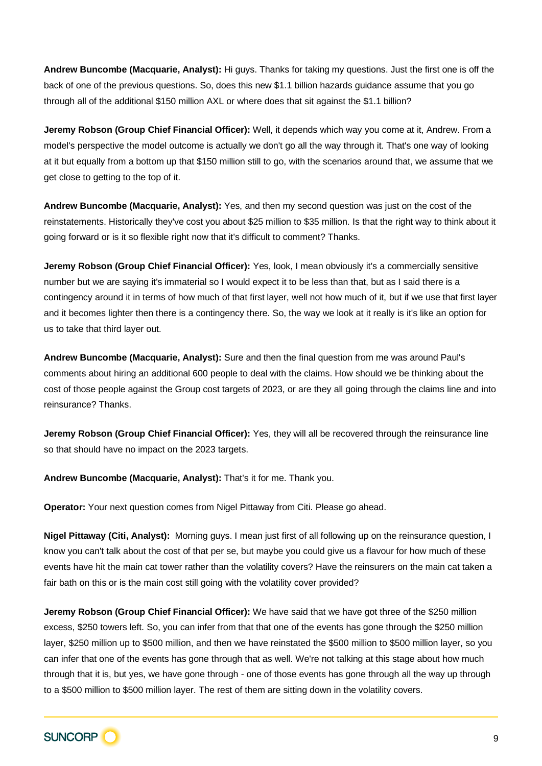**Andrew Buncombe (Macquarie, Analyst):** Hi guys. Thanks for taking my questions. Just the first one is off the back of one of the previous questions. So, does this new $1.1 billion hazards guidance assume that you go through all of the additional $150 million AXL or where does that sit against the $1.1 billion?

**Jeremy Robson (Group Chief Financial Officer):** Well, it depends which way you come at it, Andrew. From a model's perspective the model outcome is actually we don't go all the way through it. That's one way of looking at it but equally from a bottom up that $150 million still to go, with the scenarios around that, we assume that we get close to getting to the top of it.

**Andrew Buncombe (Macquarie, Analyst):** Yes, and then my second question was just on the cost of the reinstatements. Historically they've cost you about $25 million to $35 million. Is that the right way to think about it going forward or is it so flexible right now that it's difficult to comment? Thanks.

**Jeremy Robson (Group Chief Financial Officer):** Yes, look, I mean obviously it's a commercially sensitive number but we are saying it's immaterial so I would expect it to be less than that, but as I said there is a contingency around it in terms of how much of that first layer, well not how much of it, but if we use that first layer and it becomes lighter then there is a contingency there. So, the way we look at it really is it's like an option for us to take that third layer out.

**Andrew Buncombe (Macquarie, Analyst):** Sure and then the final question from me was around Paul's comments about hiring an additional 600 people to deal with the claims. How should we be thinking about the cost of those people against the Group cost targets of 2023, or are they all going through the claims line and into reinsurance? Thanks.

**Jeremy Robson (Group Chief Financial Officer):** Yes, they will all be recovered through the reinsurance line so that should have no impact on the 2023 targets.

**Andrew Buncombe (Macquarie, Analyst):** That's it for me. Thank you.

**Operator:** Your next question comes from Nigel Pittaway from Citi. Please go ahead.

**Nigel Pittaway (Citi, Analyst):** Morning guys. I mean just first of all following up on the reinsurance question, I know you can't talk about the cost of that per se, but maybe you could give us a flavour for how much of these events have hit the main cat tower rather than the volatility covers? Have the reinsurers on the main cat taken a fair bath on this or is the main cost still going with the volatility cover provided?

**Jeremy Robson (Group Chief Financial Officer):** We have said that we have got three of the $250 million excess, $250 towers left. So, you can infer from that that one of the events has gone through the $250 million layer, $250 million up to $500 million, and then we have reinstated the $500 million to $500 million layer, so you can infer that one of the events has gone through that as well. We're not talking at this stage about how much through that it is, but yes, we have gone through - one of those events has gone through all the way up through to a $500 million to $500 million layer. The rest of them are sitting down in the volatility covers.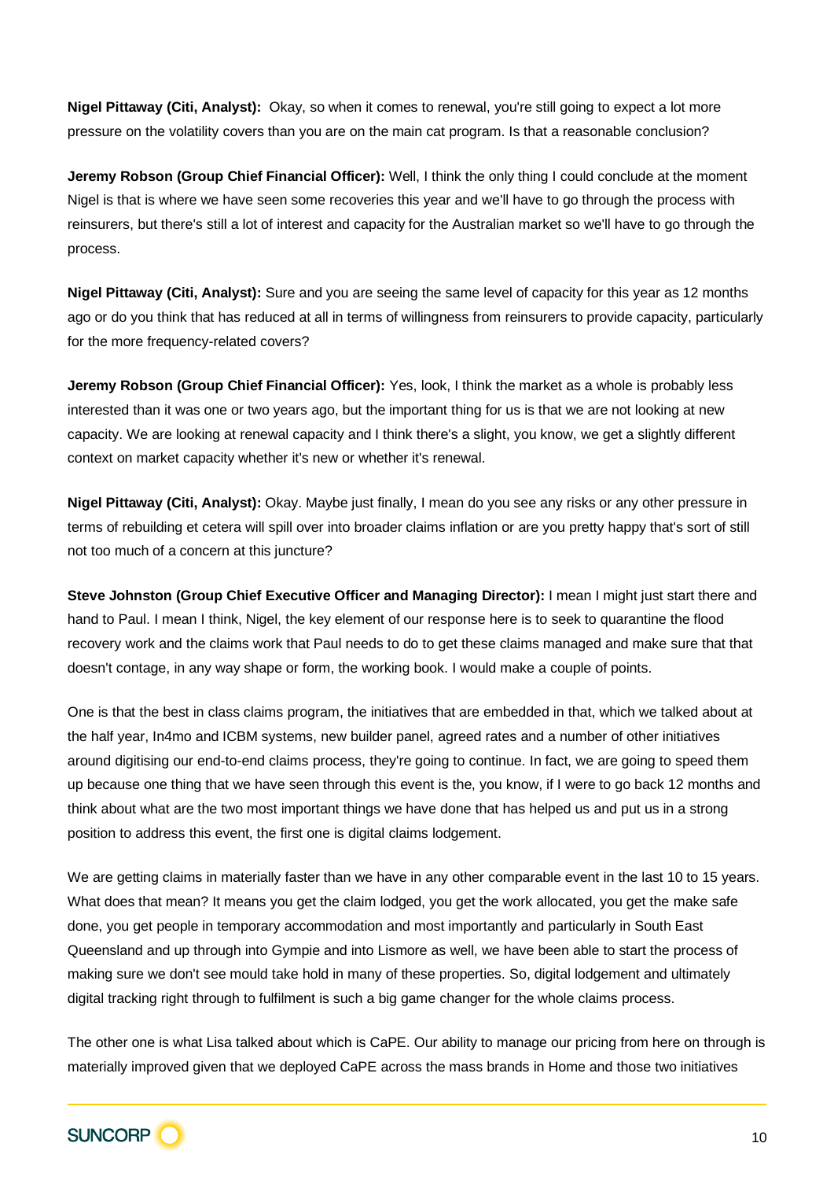**Nigel Pittaway (Citi, Analyst):** Okay, so when it comes to renewal, you're still going to expect a lot more pressure on the volatility covers than you are on the main cat program. Is that a reasonable conclusion?

**Jeremy Robson (Group Chief Financial Officer):** Well, I think the only thing I could conclude at the moment Nigel is that is where we have seen some recoveries this year and we'll have to go through the process with reinsurers, but there's still a lot of interest and capacity for the Australian market so we'll have to go through the process.

**Nigel Pittaway (Citi, Analyst):** Sure and you are seeing the same level of capacity for this year as 12 months ago or do you think that has reduced at all in terms of willingness from reinsurers to provide capacity, particularly for the more frequency-related covers?

**Jeremy Robson (Group Chief Financial Officer):** Yes, look, I think the market as a whole is probably less interested than it was one or two years ago, but the important thing for us is that we are not looking at new capacity. We are looking at renewal capacity and I think there's a slight, you know, we get a slightly different context on market capacity whether it's new or whether it's renewal.

**Nigel Pittaway (Citi, Analyst):** Okay. Maybe just finally, I mean do you see any risks or any other pressure in terms of rebuilding et cetera will spill over into broader claims inflation or are you pretty happy that's sort of still not too much of a concern at this juncture?

**Steve Johnston (Group Chief Executive Officer and Managing Director):** I mean I might just start there and hand to Paul. I mean I think, Nigel, the key element of our response here is to seek to quarantine the flood recovery work and the claims work that Paul needs to do to get these claims managed and make sure that that doesn't contage, in any way shape or form, the working book. I would make a couple of points.

One is that the best in class claims program, the initiatives that are embedded in that, which we talked about at the half year, In4mo and ICBM systems, new builder panel, agreed rates and a number of other initiatives around digitising our end-to-end claims process, they're going to continue. In fact, we are going to speed them up because one thing that we have seen through this event is the, you know, if I were to go back 12 months and think about what are the two most important things we have done that has helped us and put us in a strong position to address this event, the first one is digital claims lodgement.

We are getting claims in materially faster than we have in any other comparable event in the last 10 to 15 years. What does that mean? It means you get the claim lodged, you get the work allocated, you get the make safe done, you get people in temporary accommodation and most importantly and particularly in South East Queensland and up through into Gympie and into Lismore as well, we have been able to start the process of making sure we don't see mould take hold in many of these properties. So, digital lodgement and ultimately digital tracking right through to fulfilment is such a big game changer for the whole claims process.

The other one is what Lisa talked about which is CaPE. Our ability to manage our pricing from here on through is materially improved given that we deployed CaPE across the mass brands in Home and those two initiatives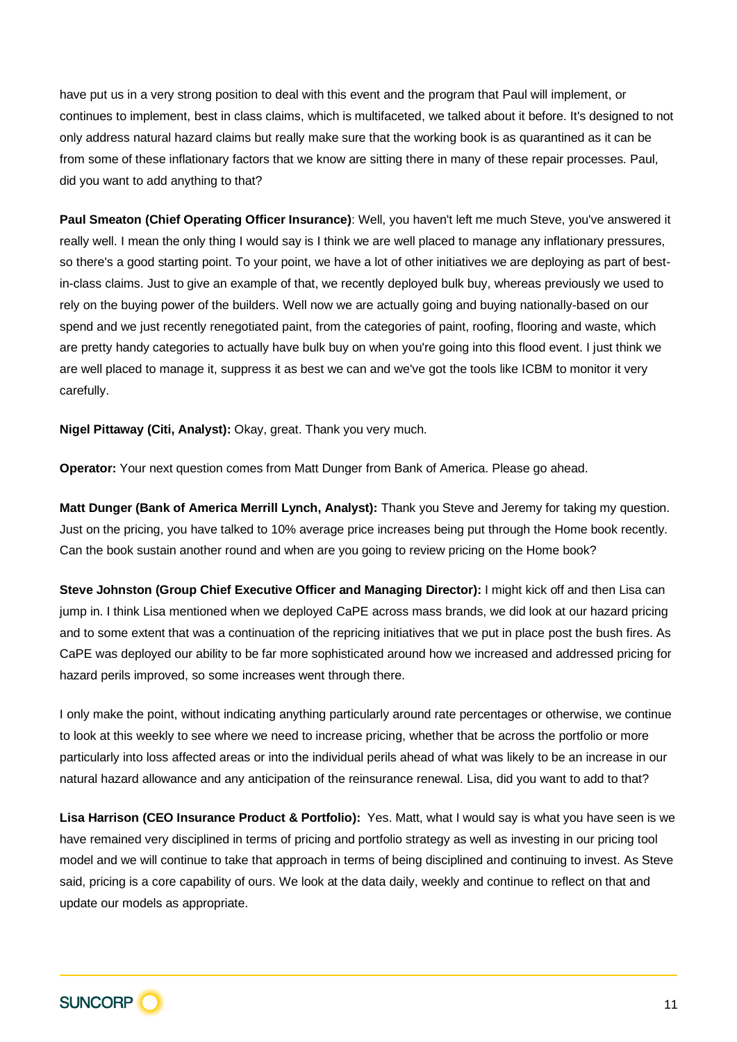have put us in a very strong position to deal with this event and the program that Paul will implement, or continues to implement, best in class claims, which is multifaceted, we talked about it before. It's designed to not only address natural hazard claims but really make sure that the working book is as quarantined as it can be from some of these inflationary factors that we know are sitting there in many of these repair processes. Paul, did you want to add anything to that?

**Paul Smeaton (Chief Operating Officer Insurance)**: Well, you haven't left me much Steve, you've answered it really well. I mean the only thing I would say is I think we are well placed to manage any inflationary pressures, so there's a good starting point. To your point, we have a lot of other initiatives we are deploying as part of best-in-class claims. Just to give an example of that, we recently deployed bulk buy, whereas previously we used to rely on the buying power of the builders. Well now we are actually going and buying nationally-based on our spend and we just recently renegotiated paint, from the categories of paint, roofing, flooring and waste, which are pretty handy categories to actually have bulk buy on when you're going into this flood event. I just think we are well placed to manage it, suppress it as best we can and we've got the tools like ICBM to monitor it very carefully.

**Nigel Pittaway (Citi, Analyst):** Okay, great. Thank you very much.

**Operator:** Your next question comes from Matt Dunger from Bank of America. Please go ahead.

**Matt Dunger (Bank of America Merrill Lynch, Analyst):** Thank you Steve and Jeremy for taking my question. Just on the pricing, you have talked to 10% average price increases being put through the Home book recently. Can the book sustain another round and when are you going to review pricing on the Home book?

**Steve Johnston (Group Chief Executive Officer and Managing Director):** I might kick off and then Lisa can jump in. I think Lisa mentioned when we deployed CaPE across mass brands, we did look at our hazard pricing and to some extent that was a continuation of the repricing initiatives that we put in place post the bush fires. As CaPE was deployed our ability to be far more sophisticated around how we increased and addressed pricing for hazard perils improved, so some increases went through there.

I only make the point, without indicating anything particularly around rate percentages or otherwise, we continue to look at this weekly to see where we need to increase pricing, whether that be across the portfolio or more particularly into loss affected areas or into the individual perils ahead of what was likely to be an increase in our natural hazard allowance and any anticipation of the reinsurance renewal. Lisa, did you want to add to that?

**Lisa Harrison (CEO Insurance Product & Portfolio):** Yes. Matt, what I would say is what you have seen is we have remained very disciplined in terms of pricing and portfolio strategy as well as investing in our pricing tool model and we will continue to take that approach in terms of being disciplined and continuing to invest. As Steve said, pricing is a core capability of ours. We look at the data daily, weekly and continue to reflect on that and update our models as appropriate.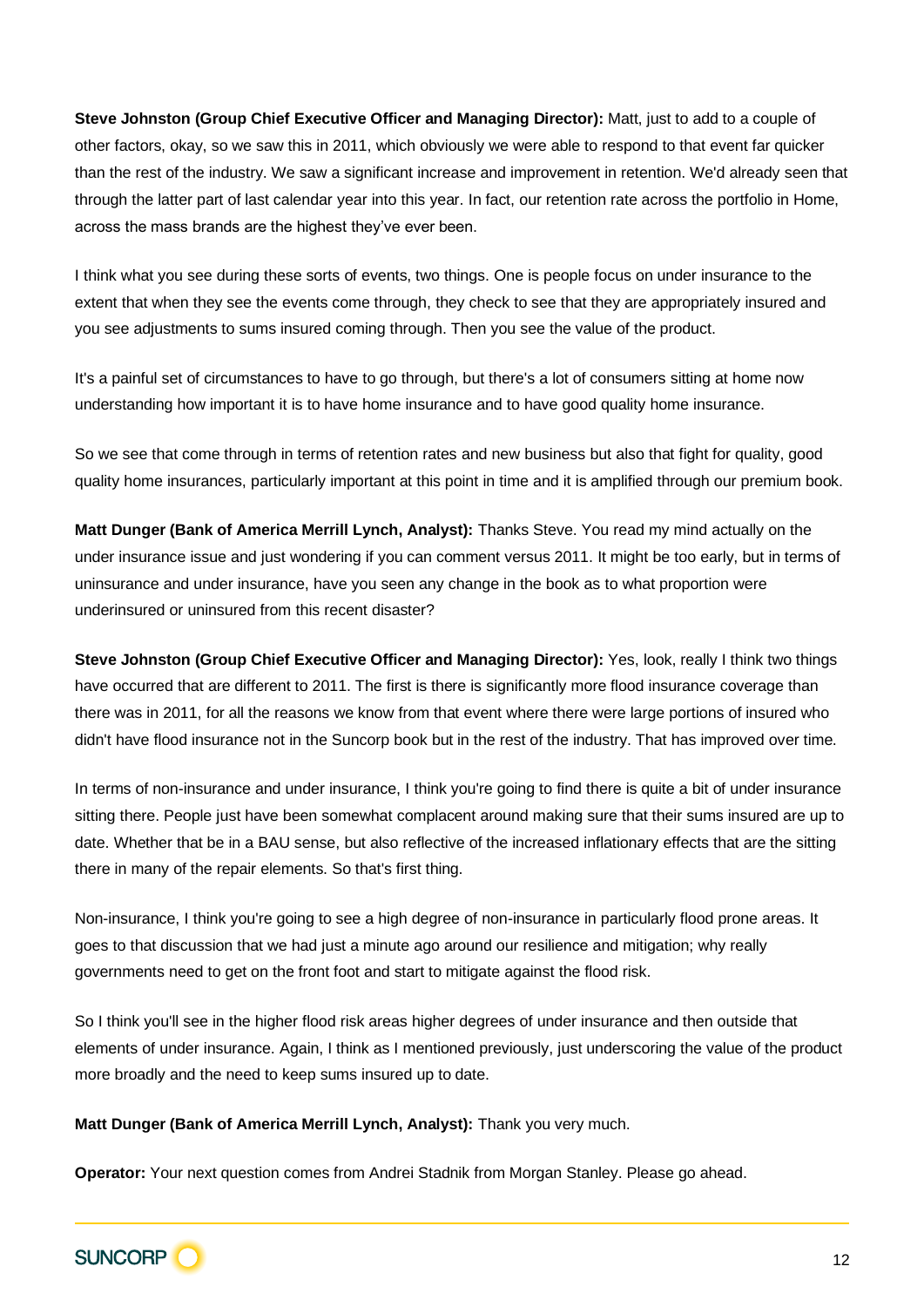**Steve Johnston (Group Chief Executive Officer and Managing Director):** Matt, just to add to a couple of other factors, okay, so we saw this in 2011, which obviously we were able to respond to that event far quicker than the rest of the industry. We saw a significant increase and improvement in retention. We'd already seen that through the latter part of last calendar year into this year. In fact, our retention rate across the portfolio in Home, across the mass brands are the highest they've ever been.

I think what you see during these sorts of events, two things. One is people focus on under insurance to the extent that when they see the events come through, they check to see that they are appropriately insured and you see adjustments to sums insured coming through. Then you see the value of the product.

It's a painful set of circumstances to have to go through, but there's a lot of consumers sitting at home now understanding how important it is to have home insurance and to have good quality home insurance.

So we see that come through in terms of retention rates and new business but also that fight for quality, good quality home insurances, particularly important at this point in time and it is amplified through our premium book.

**Matt Dunger (Bank of America Merrill Lynch, Analyst):** Thanks Steve. You read my mind actually on the under insurance issue and just wondering if you can comment versus 2011. It might be too early, but in terms of uninsurance and under insurance, have you seen any change in the book as to what proportion were underinsured or uninsured from this recent disaster?

**Steve Johnston (Group Chief Executive Officer and Managing Director):** Yes, look, really I think two things have occurred that are different to 2011. The first is there is significantly more flood insurance coverage than there was in 2011, for all the reasons we know from that event where there were large portions of insured who didn't have flood insurance not in the Suncorp book but in the rest of the industry. That has improved over time.

In terms of non-insurance and under insurance, I think you're going to find there is quite a bit of under insurance sitting there. People just have been somewhat complacent around making sure that their sums insured are up to date. Whether that be in a BAU sense, but also reflective of the increased inflationary effects that are the sitting there in many of the repair elements. So that's first thing.

Non-insurance, I think you're going to see a high degree of non-insurance in particularly flood prone areas. It goes to that discussion that we had just a minute ago around our resilience and mitigation; why really governments need to get on the front foot and start to mitigate against the flood risk.

So I think you'll see in the higher flood risk areas higher degrees of under insurance and then outside that elements of under insurance. Again, I think as I mentioned previously, just underscoring the value of the product more broadly and the need to keep sums insured up to date.

**Matt Dunger (Bank of America Merrill Lynch, Analyst):** Thank you very much.

**Operator:** Your next question comes from Andrei Stadnik from Morgan Stanley. Please go ahead.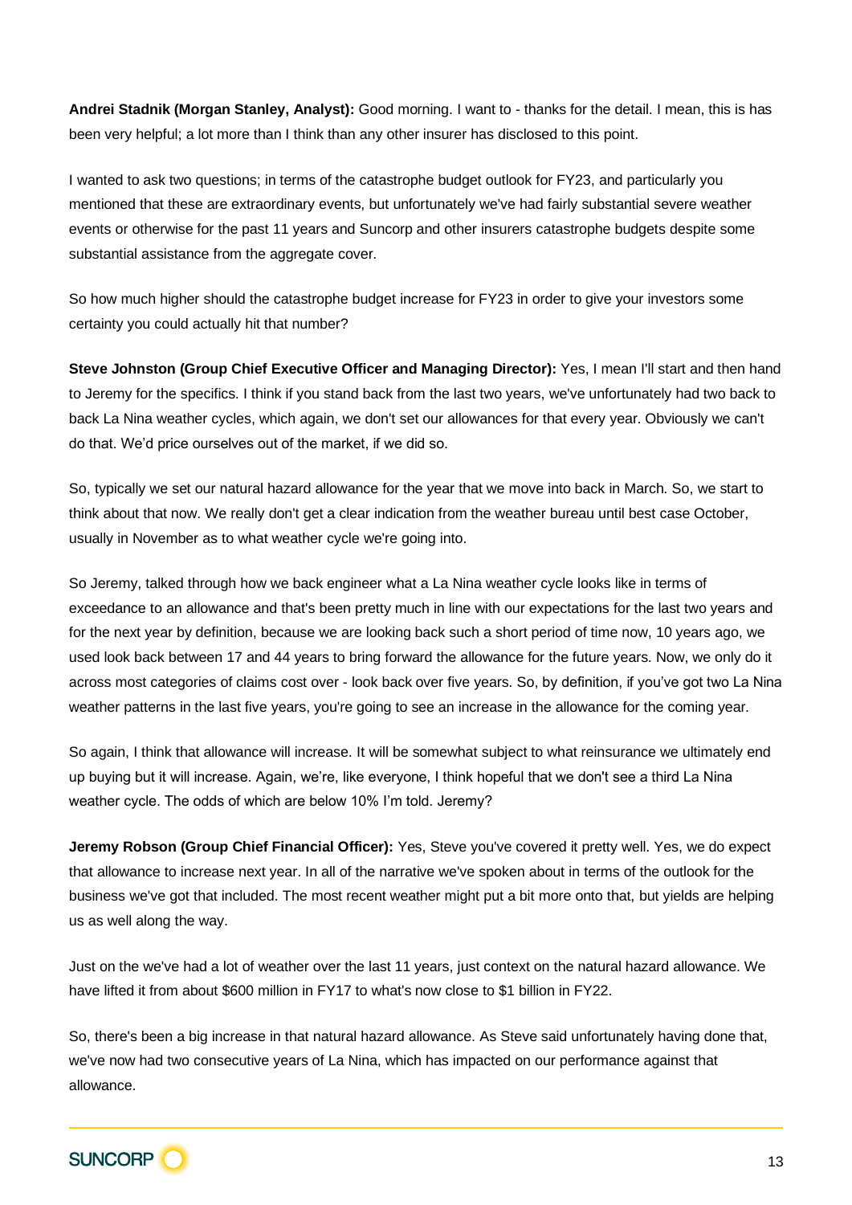**Andrei Stadnik (Morgan Stanley, Analyst):** Good morning. I want to - thanks for the detail. I mean, this is has been very helpful; a lot more than I think than any other insurer has disclosed to this point.

I wanted to ask two questions; in terms of the catastrophe budget outlook for FY23, and particularly you mentioned that these are extraordinary events, but unfortunately we've had fairly substantial severe weather events or otherwise for the past 11 years and Suncorp and other insurers catastrophe budgets despite some substantial assistance from the aggregate cover.

So how much higher should the catastrophe budget increase for FY23 in order to give your investors some certainty you could actually hit that number?

**Steve Johnston (Group Chief Executive Officer and Managing Director):** Yes, I mean I'll start and then hand to Jeremy for the specifics. I think if you stand back from the last two years, we've unfortunately had two back to back La Nina weather cycles, which again, we don't set our allowances for that every year. Obviously we can't do that. We'd price ourselves out of the market, if we did so.

So, typically we set our natural hazard allowance for the year that we move into back in March. So, we start to think about that now. We really don't get a clear indication from the weather bureau until best case October, usually in November as to what weather cycle we're going into.

So Jeremy, talked through how we back engineer what a La Nina weather cycle looks like in terms of exceedance to an allowance and that's been pretty much in line with our expectations for the last two years and for the next year by definition, because we are looking back such a short period of time now, 10 years ago, we used look back between 17 and 44 years to bring forward the allowance for the future years. Now, we only do it across most categories of claims cost over - look back over five years. So, by definition, if you've got two La Nina weather patterns in the last five years, you're going to see an increase in the allowance for the coming year.

So again, I think that allowance will increase. It will be somewhat subject to what reinsurance we ultimately end up buying but it will increase. Again, we're, like everyone, I think hopeful that we don't see a third La Nina weather cycle. The odds of which are below 10% I'm told. Jeremy?

**Jeremy Robson (Group Chief Financial Officer):** Yes, Steve you've covered it pretty well. Yes, we do expect that allowance to increase next year. In all of the narrative we've spoken about in terms of the outlook for the business we've got that included. The most recent weather might put a bit more onto that, but yields are helping us as well along the way.

Just on the we've had a lot of weather over the last 11 years, just context on the natural hazard allowance. We have lifted it from about $600 million in FY17 to what's now close to $1 billion in FY22.

So, there's been a big increase in that natural hazard allowance. As Steve said unfortunately having done that, we've now had two consecutive years of La Nina, which has impacted on our performance against that allowance.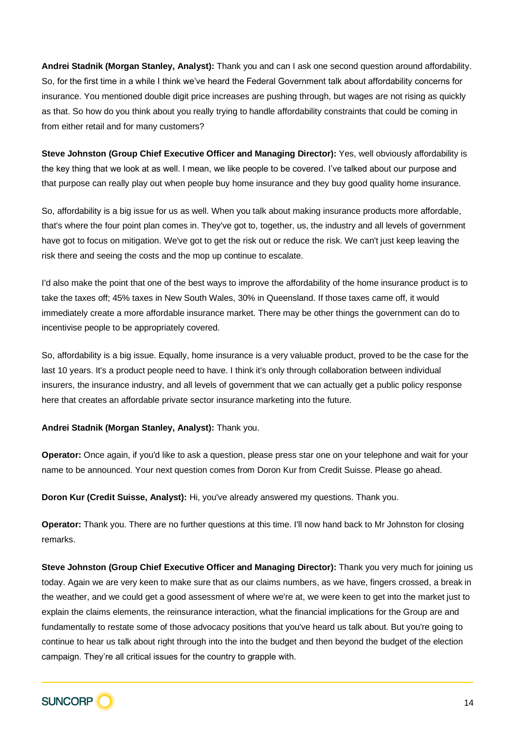**Andrei Stadnik (Morgan Stanley, Analyst):** Thank you and can I ask one second question around affordability. So, for the first time in a while I think we've heard the Federal Government talk about affordability concerns for insurance. You mentioned double digit price increases are pushing through, but wages are not rising as quickly as that. So how do you think about you really trying to handle affordability constraints that could be coming in from either retail and for many customers?

**Steve Johnston (Group Chief Executive Officer and Managing Director):** Yes, well obviously affordability is the key thing that we look at as well. I mean, we like people to be covered. I've talked about our purpose and that purpose can really play out when people buy home insurance and they buy good quality home insurance.

So, affordability is a big issue for us as well. When you talk about making insurance products more affordable, that's where the four point plan comes in. They've got to, together, us, the industry and all levels of government have got to focus on mitigation. We've got to get the risk out or reduce the risk. We can't just keep leaving the risk there and seeing the costs and the mop up continue to escalate.

I'd also make the point that one of the best ways to improve the affordability of the home insurance product is to take the taxes off; 45% taxes in New South Wales, 30% in Queensland. If those taxes came off, it would immediately create a more affordable insurance market. There may be other things the government can do to incentivise people to be appropriately covered.

So, affordability is a big issue. Equally, home insurance is a very valuable product, proved to be the case for the last 10 years. It's a product people need to have. I think it's only through collaboration between individual insurers, the insurance industry, and all levels of government that we can actually get a public policy response here that creates an affordable private sector insurance marketing into the future.

**Andrei Stadnik (Morgan Stanley, Analyst):** Thank you.

**Operator:** Once again, if you'd like to ask a question, please press star one on your telephone and wait for your name to be announced. Your next question comes from Doron Kur from Credit Suisse. Please go ahead.

**Doron Kur (Credit Suisse, Analyst):** Hi, you've already answered my questions. Thank you.

**Operator:** Thank you. There are no further questions at this time. I'll now hand back to Mr Johnston for closing remarks.

**Steve Johnston (Group Chief Executive Officer and Managing Director):** Thank you very much for joining us today. Again we are very keen to make sure that as our claims numbers, as we have, fingers crossed, a break in the weather, and we could get a good assessment of where we're at, we were keen to get into the market just to explain the claims elements, the reinsurance interaction, what the financial implications for the Group are and fundamentally to restate some of those advocacy positions that you've heard us talk about. But you're going to continue to hear us talk about right through into the into the budget and then beyond the budget of the election campaign. They're all critical issues for the country to grapple with.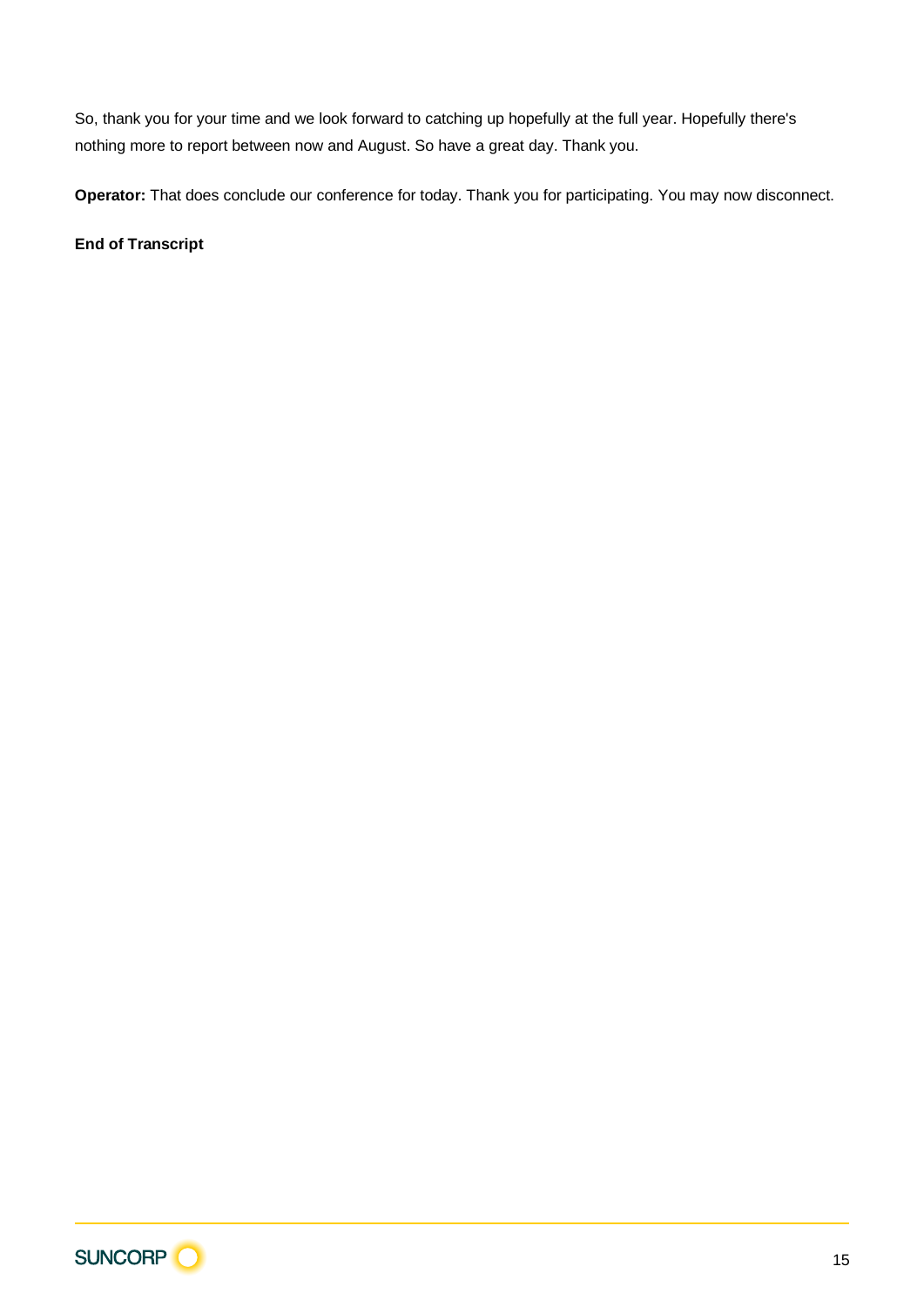So, thank you for your time and we look forward to catching up hopefully at the full year. Hopefully there's nothing more to report between now and August. So have a great day. Thank you.

**Operator:** That does conclude our conference for today. Thank you for participating. You may now disconnect.

**End of Transcript**